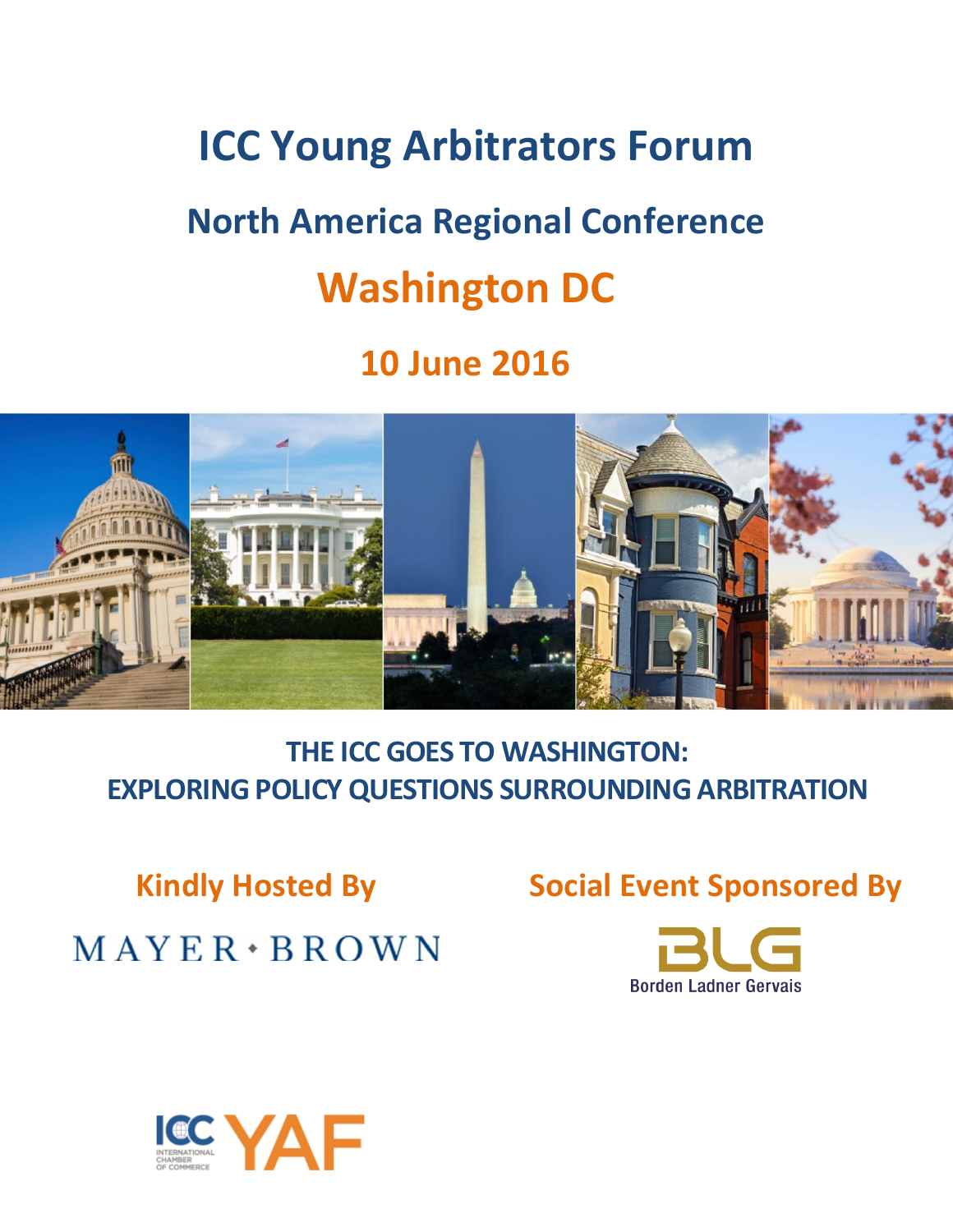# ICC Young Arbitrators Forum

## North America Regional Conference

## Washington DC

### 10 June 2016

**THE ICC GOES TO WASHINGTON: EXPLORING POLICY QUESTIONS SURROUNDING ARBITRATION**

**Kindly Hosted By**

MAYER • BROWN

**Social Event Sponsored By**

BLG Borden Ladner Gervais

ICC INTERNATIONAL CHAMBER OF COMMERCE YAF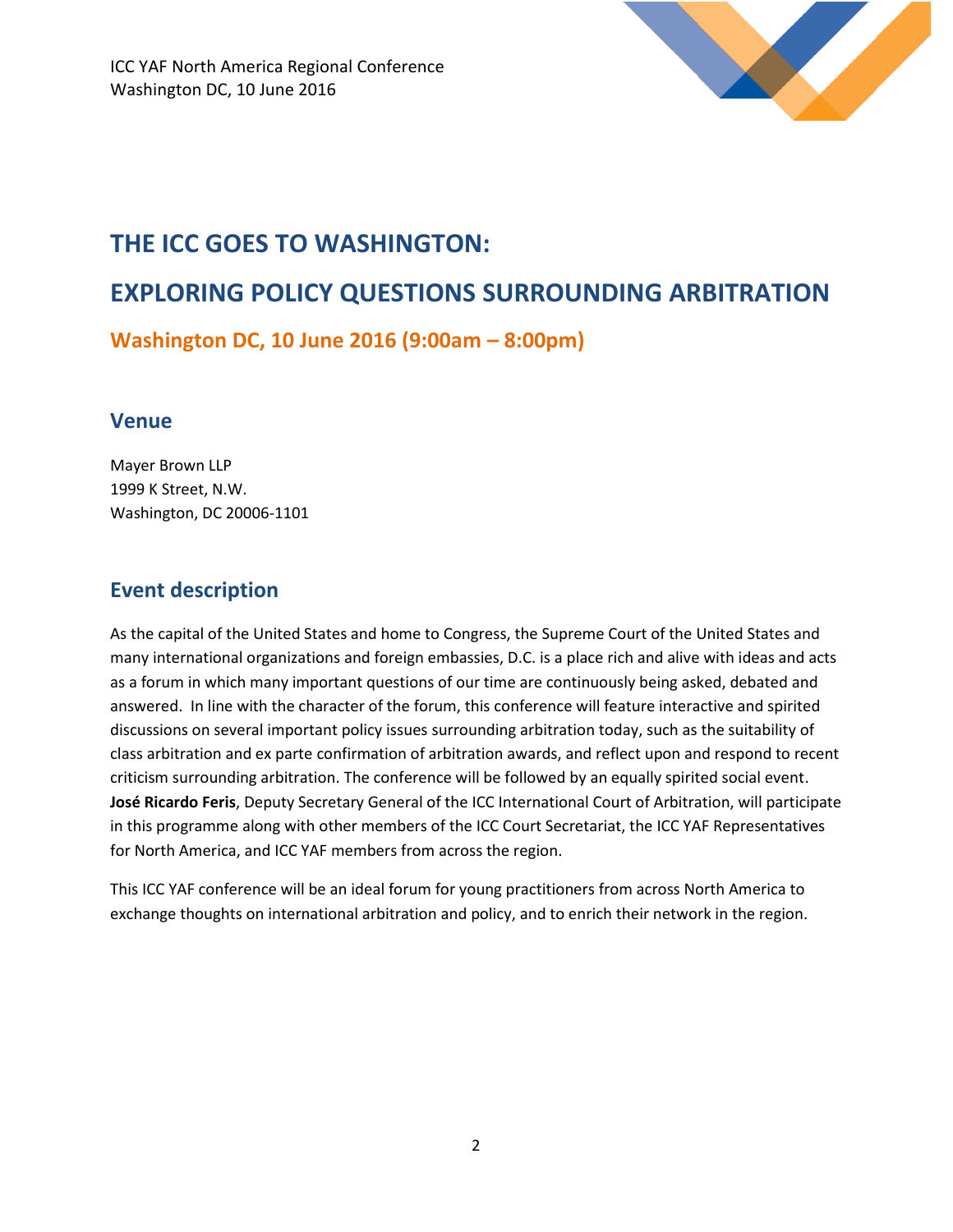# THE ICC GOES TO WASHINGTON:

# EXPLORING POLICY QUESTIONS SURROUNDING ARBITRATION

### Washington DC, 10 June 2016 (9:00am – 8:00pm)

## Venue

Mayer Brown LLP
1999 K Street, N.W.
Washington, DC 20006-1101

## Event description

As the capital of the United States and home to Congress, the Supreme Court of the United States and many international organizations and foreign embassies, D.C. is a place rich and alive with ideas and acts as a forum in which many important questions of our time are continuously being asked, debated and answered. In line with the character of the forum, this conference will feature interactive and spirited discussions on several important policy issues surrounding arbitration today, such as the suitability of class arbitration and ex parte confirmation of arbitration awards, and reflect upon and respond to recent criticism surrounding arbitration. The conference will be followed by an equally spirited social event. **José Ricardo Feris**, Deputy Secretary General of the ICC International Court of Arbitration, will participate in this programme along with other members of the ICC Court Secretariat, the ICC YAF Representatives for North America, and ICC YAF members from across the region.

This ICC YAF conference will be an ideal forum for young practitioners from across North America to exchange thoughts on international arbitration and policy, and to enrich their network in the region.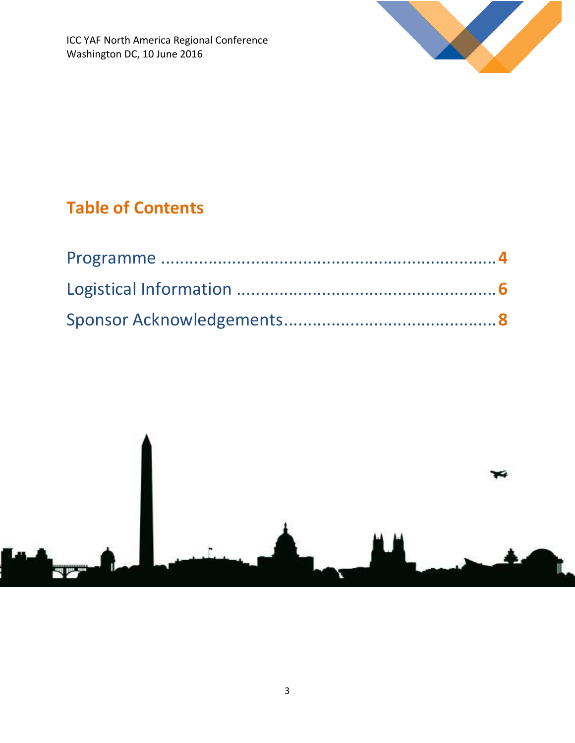## Table of Contents

Programme ........................................................................ **4**

Logistical Information ........................................................ **6**

Sponsor Acknowledgements............................................... **8**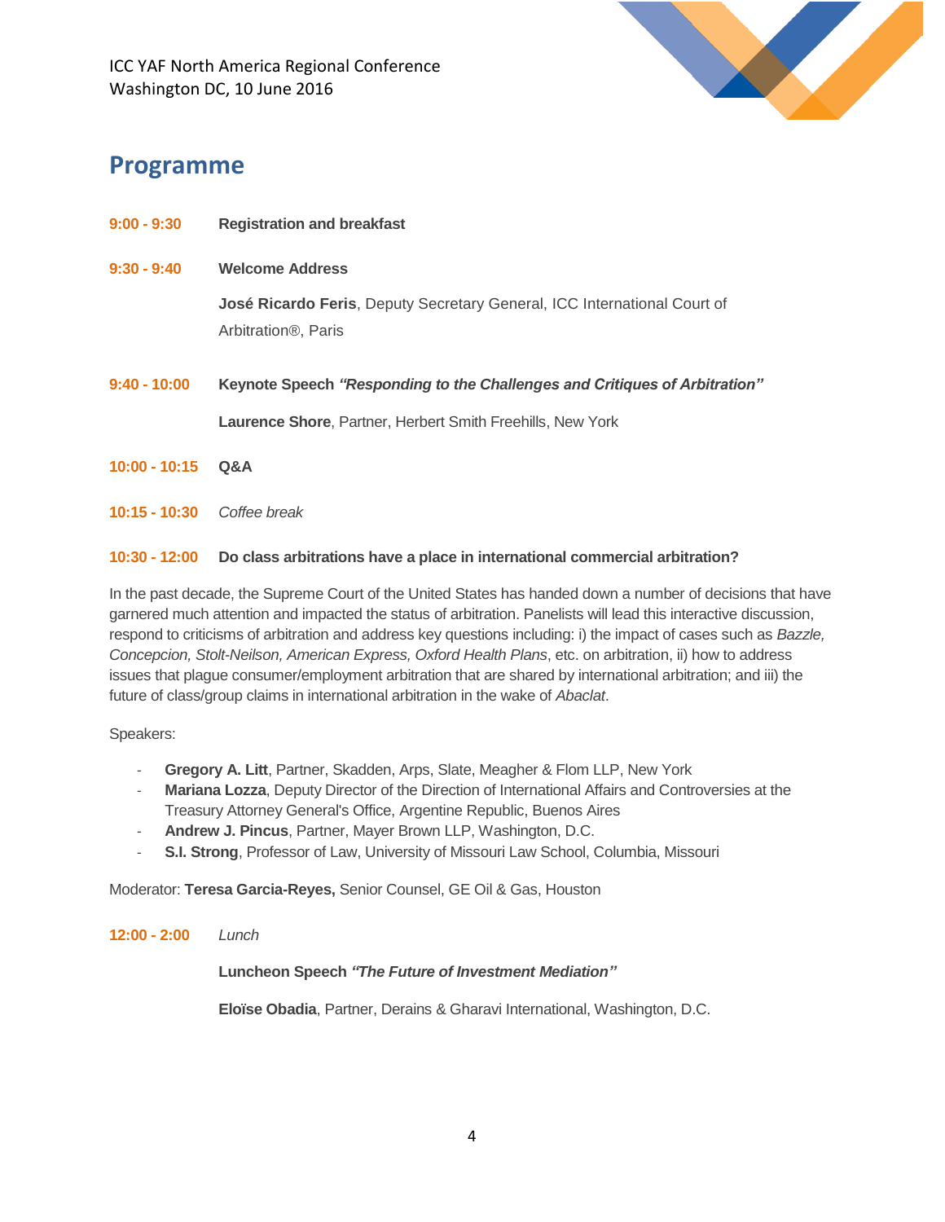ICC YAF North America Regional Conference
Washington DC, 10 June 2016

## Programme

**9:00 - 9:30** **Registration and breakfast**

**9:30 - 9:40** **Welcome Address**

**José Ricardo Feris**, Deputy Secretary General, ICC International Court of Arbitration®, Paris

**9:40 - 10:00** **Keynote Speech *"Responding to the Challenges and Critiques of Arbitration"***

**Laurence Shore**, Partner, Herbert Smith Freehills, New York

**10:00 - 10:15** **Q&A**

**10:15 - 10:30** *Coffee break*

**10:30 - 12:00** **Do class arbitrations have a place in international commercial arbitration?**

In the past decade, the Supreme Court of the United States has handed down a number of decisions that have garnered much attention and impacted the status of arbitration. Panelists will lead this interactive discussion, respond to criticisms of arbitration and address key questions including: i) the impact of cases such as *Bazzle, Concepcion, Stolt-Neilson, American Express, Oxford Health Plans*, etc. on arbitration, ii) how to address issues that plague consumer/employment arbitration that are shared by international arbitration; and iii) the future of class/group claims in international arbitration in the wake of *Abaclat*.

Speakers:

- **Gregory A. Litt**, Partner, Skadden, Arps, Slate, Meagher & Flom LLP, New York
- **Mariana Lozza**, Deputy Director of the Direction of International Affairs and Controversies at the Treasury Attorney General's Office, Argentine Republic, Buenos Aires
- **Andrew J. Pincus**, Partner, Mayer Brown LLP, Washington, D.C.
- **S.I. Strong**, Professor of Law, University of Missouri Law School, Columbia, Missouri

Moderator: **Teresa Garcia-Reyes,** Senior Counsel, GE Oil & Gas, Houston

**12:00 - 2:00** *Lunch*

**Luncheon Speech *"The Future of Investment Mediation"***

**Eloïse Obadia**, Partner, Derains & Gharavi International, Washington, D.C.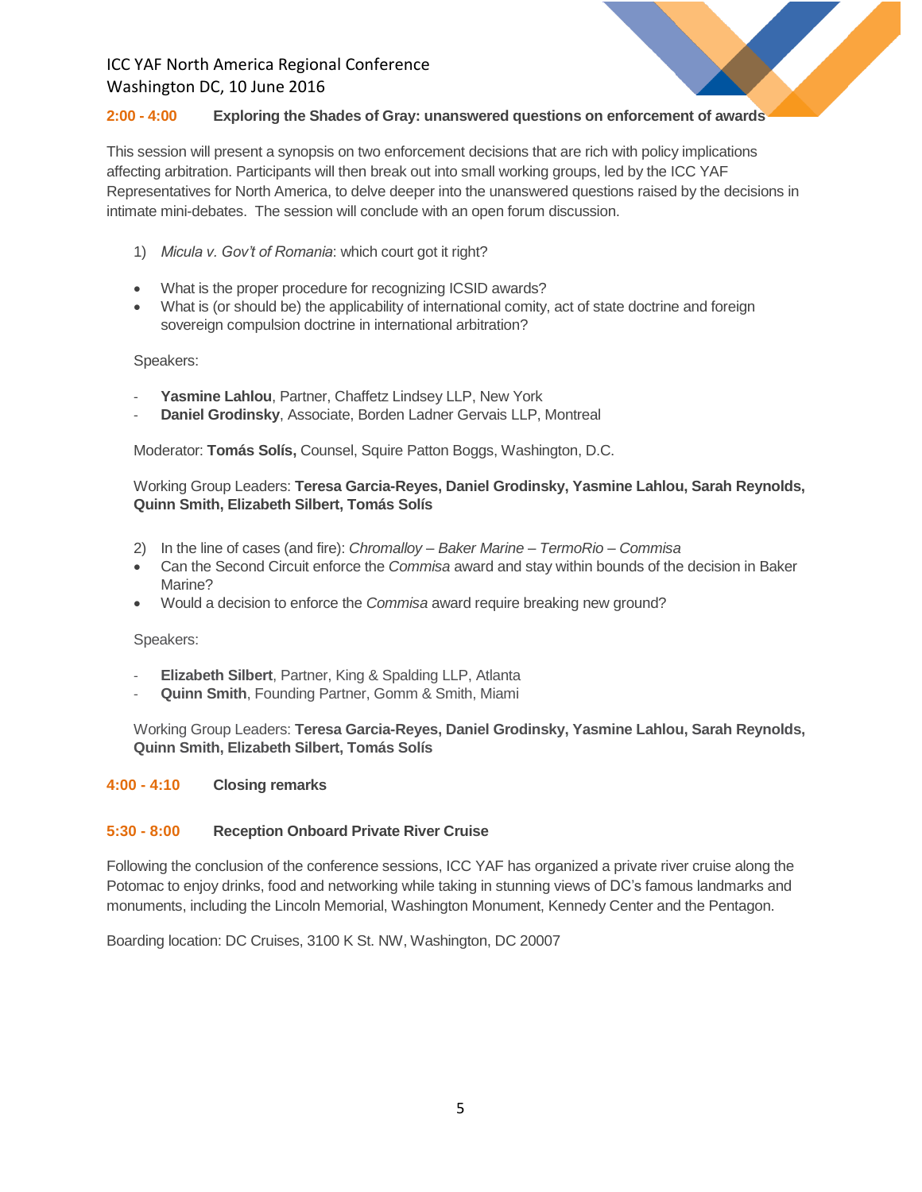**2:00 - 4:00 Exploring the Shades of Gray: unanswered questions on enforcement of awards**

This session will present a synopsis on two enforcement decisions that are rich with policy implications affecting arbitration. Participants will then break out into small working groups, led by the ICC YAF Representatives for North America, to delve deeper into the unanswered questions raised by the decisions in intimate mini-debates. The session will conclude with an open forum discussion.

1) *Micula v. Gov't of Romania*: which court got it right?

- What is the proper procedure for recognizing ICSID awards?
- What is (or should be) the applicability of international comity, act of state doctrine and foreign sovereign compulsion doctrine in international arbitration?

Speakers:

- **Yasmine Lahlou**, Partner, Chaffetz Lindsey LLP, New York
- **Daniel Grodinsky**, Associate, Borden Ladner Gervais LLP, Montreal

Moderator: **Tomás Solís,** Counsel, Squire Patton Boggs, Washington, D.C.

Working Group Leaders: **Teresa Garcia-Reyes, Daniel Grodinsky, Yasmine Lahlou, Sarah Reynolds, Quinn Smith, Elizabeth Silbert, Tomás Solís**

2) In the line of cases (and fire): *Chromalloy – Baker Marine – TermoRio – Commisa*

- Can the Second Circuit enforce the *Commisa* award and stay within bounds of the decision in Baker Marine?
- Would a decision to enforce the *Commisa* award require breaking new ground?

Speakers:

- **Elizabeth Silbert**, Partner, King & Spalding LLP, Atlanta
- **Quinn Smith**, Founding Partner, Gomm & Smith, Miami

Working Group Leaders: **Teresa Garcia-Reyes, Daniel Grodinsky, Yasmine Lahlou, Sarah Reynolds, Quinn Smith, Elizabeth Silbert, Tomás Solís**

**4:00 - 4:10 Closing remarks**

**5:30 - 8:00 Reception Onboard Private River Cruise**

Following the conclusion of the conference sessions, ICC YAF has organized a private river cruise along the Potomac to enjoy drinks, food and networking while taking in stunning views of DC's famous landmarks and monuments, including the Lincoln Memorial, Washington Monument, Kennedy Center and the Pentagon.

Boarding location: DC Cruises, 3100 K St. NW, Washington, DC 20007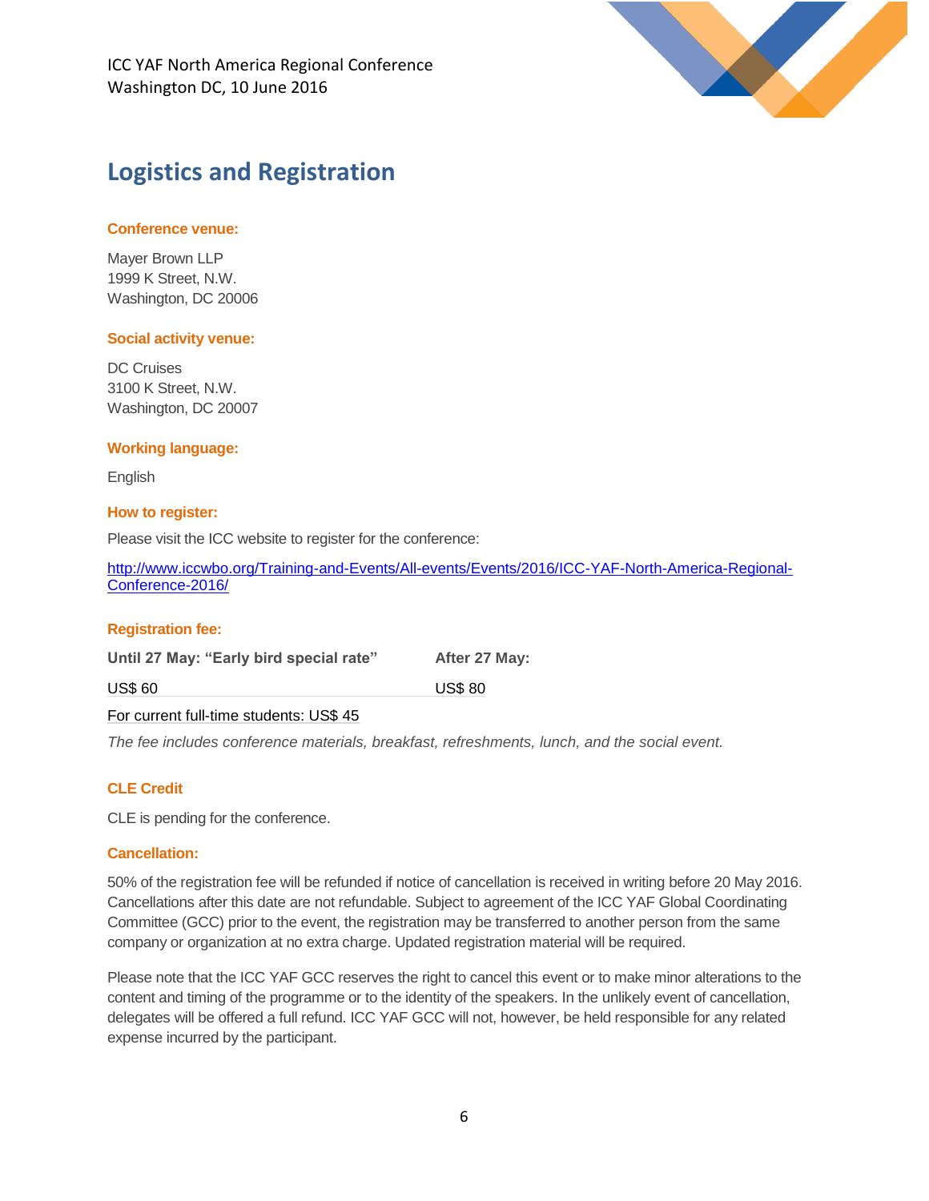## Logistics and Registration

**Conference venue:**

Mayer Brown LLP
1999 K Street, N.W.
Washington, DC 20006

**Social activity venue:**

DC Cruises
3100 K Street, N.W.
Washington, DC 20007

**Working language:**

English

**How to register:**

Please visit the ICC website to register for the conference:

[http://www.iccwbo.org/Training-and-Events/All-events/Events/2016/ICC-YAF-North-America-Regional-Conference-2016/](http://www.iccwbo.org/Training-and-Events/All-events/Events/2016/ICC-YAF-North-America-Regional-Conference-2016/)

**Registration fee:**

| Until 27 May: "Early bird special rate" | After 27 May: |
| --- | --- |
| US$ 60 | US$ 80 |

For current full-time students: US$ 45

*The fee includes conference materials, breakfast, refreshments, lunch, and the social event.*

**CLE Credit**

CLE is pending for the conference.

**Cancellation:**

50% of the registration fee will be refunded if notice of cancellation is received in writing before 20 May 2016. Cancellations after this date are not refundable. Subject to agreement of the ICC YAF Global Coordinating Committee (GCC) prior to the event, the registration may be transferred to another person from the same company or organization at no extra charge. Updated registration material will be required.

Please note that the ICC YAF GCC reserves the right to cancel this event or to make minor alterations to the content and timing of the programme or to the identity of the speakers. In the unlikely event of cancellation, delegates will be offered a full refund. ICC YAF GCC will not, however, be held responsible for any related expense incurred by the participant.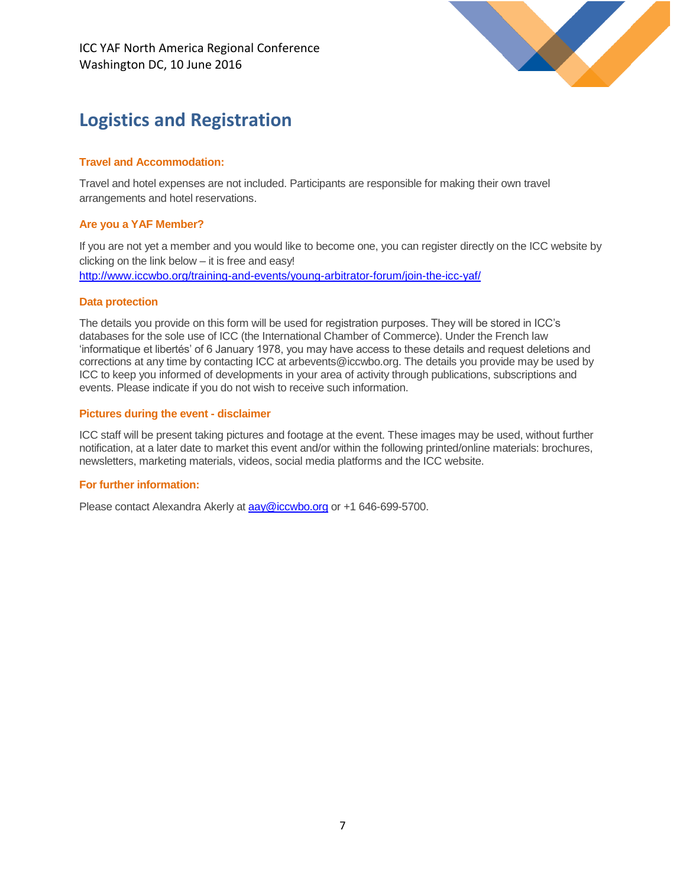# Logistics and Registration

### Travel and Accommodation:

Travel and hotel expenses are not included. Participants are responsible for making their own travel arrangements and hotel reservations.

### Are you a YAF Member?

If you are not yet a member and you would like to become one, you can register directly on the ICC website by clicking on the link below – it is free and easy!
http://www.iccwbo.org/training-and-events/young-arbitrator-forum/join-the-icc-yaf/

### Data protection

The details you provide on this form will be used for registration purposes. They will be stored in ICC's databases for the sole use of ICC (the International Chamber of Commerce). Under the French law 'informatique et libertés' of 6 January 1978, you may have access to these details and request deletions and corrections at any time by contacting ICC at arbevents@iccwbo.org. The details you provide may be used by ICC to keep you informed of developments in your area of activity through publications, subscriptions and events. Please indicate if you do not wish to receive such information.

### Pictures during the event - disclaimer

ICC staff will be present taking pictures and footage at the event. These images may be used, without further notification, at a later date to market this event and/or within the following printed/online materials: brochures, newsletters, marketing materials, videos, social media platforms and the ICC website.

### For further information:

Please contact Alexandra Akerly at aay@iccwbo.org or +1 646-699-5700.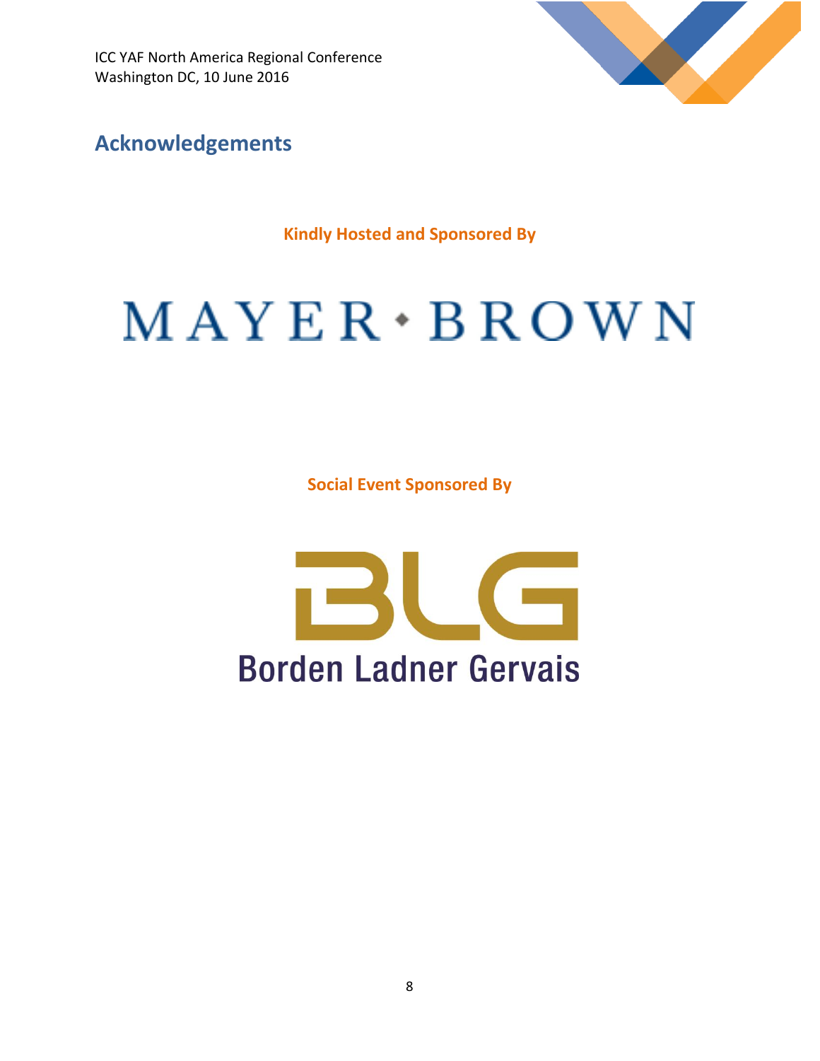## Acknowledgements

**Kindly Hosted and Sponsored By**

MAYER • BROWN

**Social Event Sponsored By**

BLG

Borden Ladner Gervais